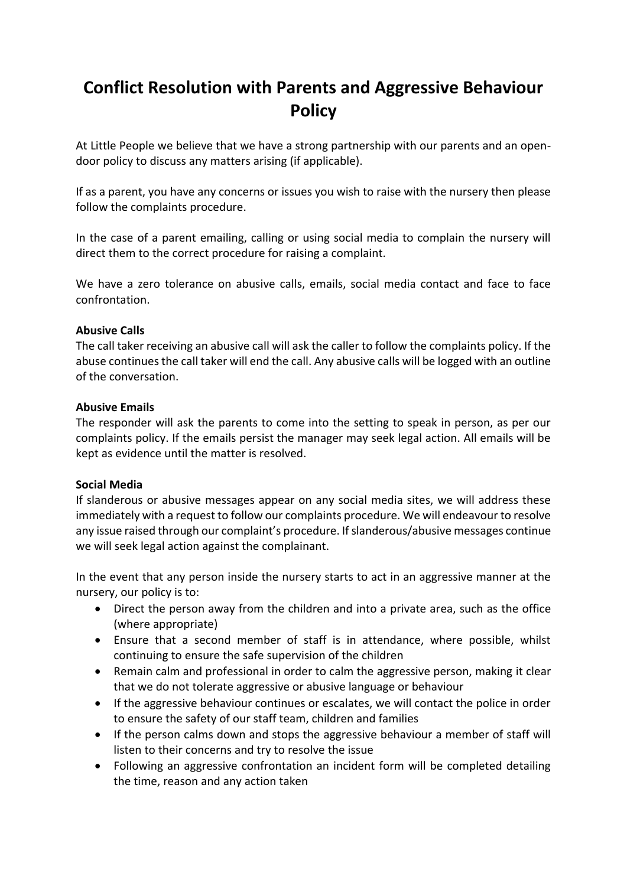# Conflict Resolution with Parents and Aggressive Behaviour Policy

At Little People we believe that we have a strong partnership with our parents and an open-door policy to discuss any matters arising (if applicable).

If as a parent, you have any concerns or issues you wish to raise with the nursery then please follow the complaints procedure.

In the case of a parent emailing, calling or using social media to complain the nursery will direct them to the correct procedure for raising a complaint.

We have a zero tolerance on abusive calls, emails, social media contact and face to face confrontation.

**Abusive Calls**
The call taker receiving an abusive call will ask the caller to follow the complaints policy. If the abuse continues the call taker will end the call. Any abusive calls will be logged with an outline of the conversation.

**Abusive Emails**
The responder will ask the parents to come into the setting to speak in person, as per our complaints policy. If the emails persist the manager may seek legal action. All emails will be kept as evidence until the matter is resolved.

**Social Media**
If slanderous or abusive messages appear on any social media sites, we will address these immediately with a request to follow our complaints procedure. We will endeavour to resolve any issue raised through our complaint's procedure. If slanderous/abusive messages continue we will seek legal action against the complainant.

In the event that any person inside the nursery starts to act in an aggressive manner at the nursery, our policy is to:

- Direct the person away from the children and into a private area, such as the office (where appropriate)
- Ensure that a second member of staff is in attendance, where possible, whilst continuing to ensure the safe supervision of the children
- Remain calm and professional in order to calm the aggressive person, making it clear that we do not tolerate aggressive or abusive language or behaviour
- If the aggressive behaviour continues or escalates, we will contact the police in order to ensure the safety of our staff team, children and families
- If the person calms down and stops the aggressive behaviour a member of staff will listen to their concerns and try to resolve the issue
- Following an aggressive confrontation an incident form will be completed detailing the time, reason and any action taken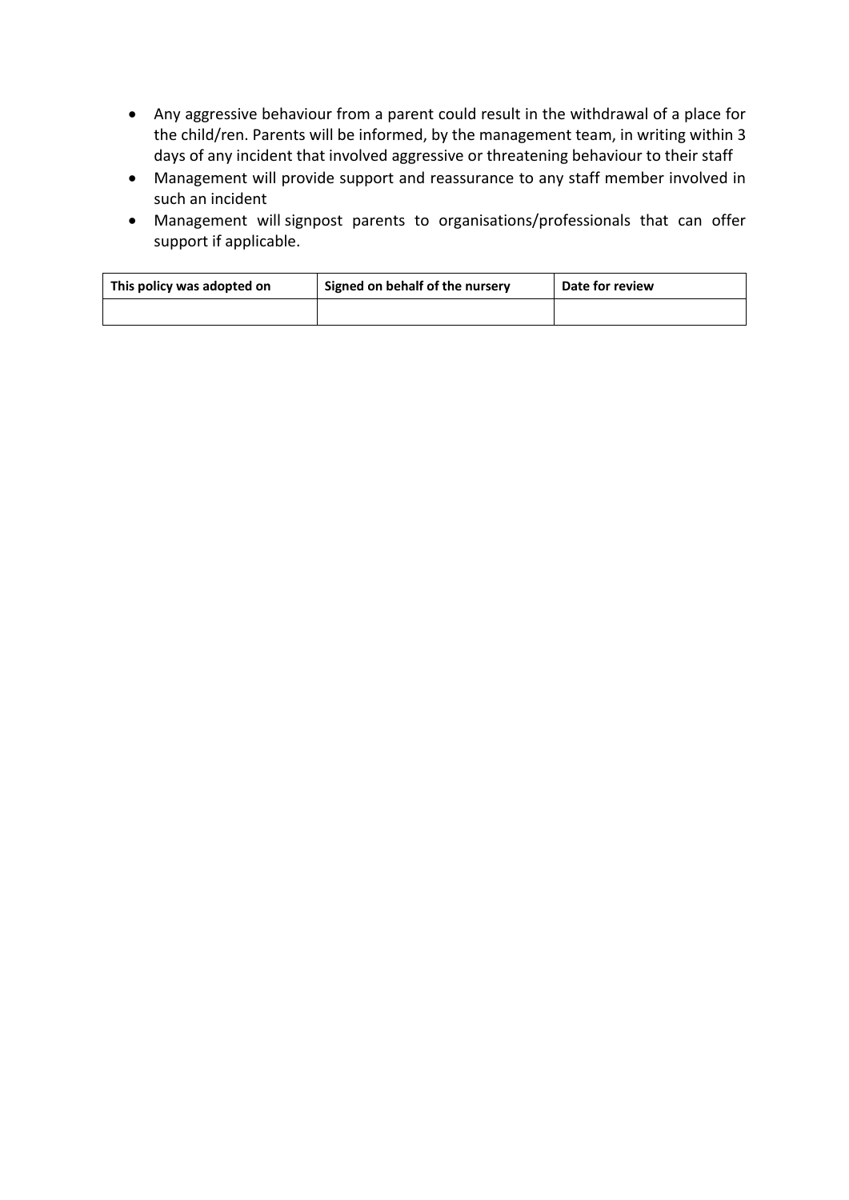- Any aggressive behaviour from a parent could result in the withdrawal of a place for the child/ren. Parents will be informed, by the management team, in writing within 3 days of any incident that involved aggressive or threatening behaviour to their staff
- Management will provide support and reassurance to any staff member involved in such an incident
- Management will signpost parents to organisations/professionals that can offer support if applicable.

| This policy was adopted on | Signed on behalf of the nursery | Date for review |
|---|---|---|
| | | |